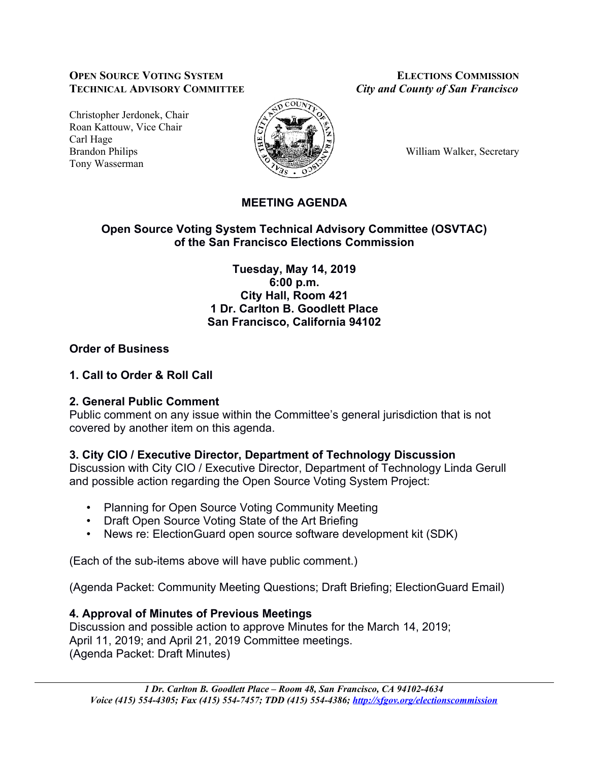**OPEN SOURCE VOTING SYSTEM TECHNICAL ADVISORY COMMITTEE**

**ELECTIONS COMMISSION**
*City and County of San Francisco*

Christopher Jerdonek, Chair
Roan Kattouw, Vice Chair
Carl Hage
Brandon Philips
Tony Wasserman

William Walker, Secretary

# MEETING AGENDA

## Open Source Voting System Technical Advisory Committee (OSVTAC) of the San Francisco Elections Commission

**Tuesday, May 14, 2019**
**6:00 p.m.**
**City Hall, Room 421**
**1 Dr. Carlton B. Goodlett Place**
**San Francisco, California 94102**

### Order of Business

### 1. Call to Order & Roll Call

### 2. General Public Comment

Public comment on any issue within the Committee's general jurisdiction that is not covered by another item on this agenda.

### 3. City CIO / Executive Director, Department of Technology Discussion

Discussion with City CIO / Executive Director, Department of Technology Linda Gerull and possible action regarding the Open Source Voting System Project:

- Planning for Open Source Voting Community Meeting
- Draft Open Source Voting State of the Art Briefing
- News re: ElectionGuard open source software development kit (SDK)

(Each of the sub-items above will have public comment.)

(Agenda Packet: Community Meeting Questions; Draft Briefing; ElectionGuard Email)

### 4. Approval of Minutes of Previous Meetings

Discussion and possible action to approve Minutes for the March 14, 2019; April 11, 2019; and April 21, 2019 Committee meetings.
(Agenda Packet: Draft Minutes)

*1 Dr. Carlton B. Goodlett Place – Room 48, San Francisco, CA 94102-4634*
*Voice (415) 554-4305; Fax (415) 554-7457; TDD (415) 554-4386; http://sfgov.org/electionscommission*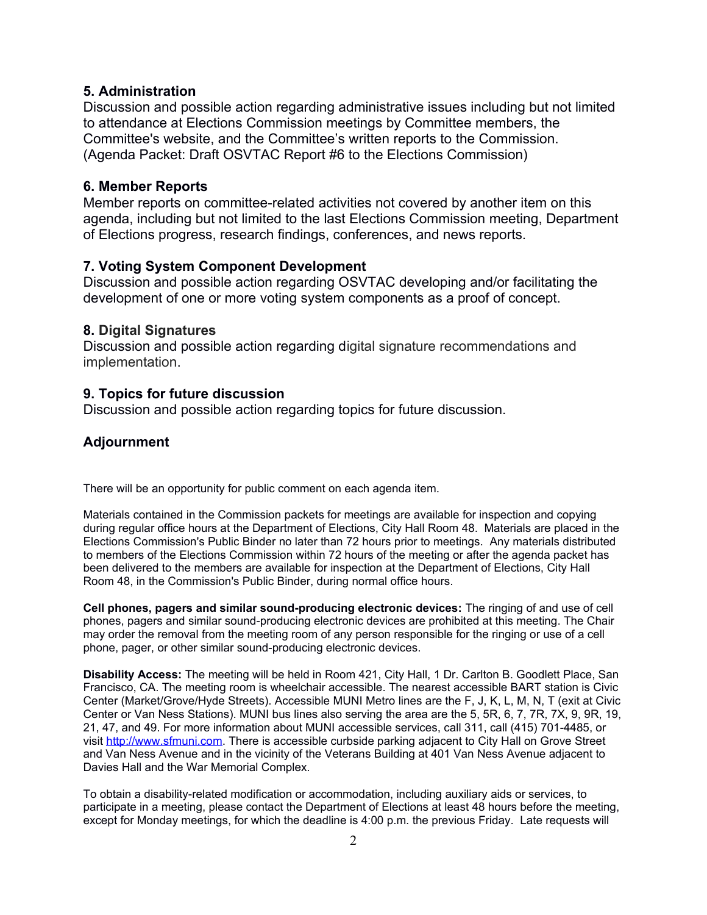### 5. Administration

Discussion and possible action regarding administrative issues including but not limited to attendance at Elections Commission meetings by Committee members, the Committee's website, and the Committee's written reports to the Commission. (Agenda Packet: Draft OSVTAC Report #6 to the Elections Commission)

### 6. Member Reports

Member reports on committee-related activities not covered by another item on this agenda, including but not limited to the last Elections Commission meeting, Department of Elections progress, research findings, conferences, and news reports.

### 7. Voting System Component Development

Discussion and possible action regarding OSVTAC developing and/or facilitating the development of one or more voting system components as a proof of concept.

### 8. Digital Signatures

Discussion and possible action regarding digital signature recommendations and implementation.

### 9. Topics for future discussion

Discussion and possible action regarding topics for future discussion.

### Adjournment

There will be an opportunity for public comment on each agenda item.

Materials contained in the Commission packets for meetings are available for inspection and copying during regular office hours at the Department of Elections, City Hall Room 48. Materials are placed in the Elections Commission's Public Binder no later than 72 hours prior to meetings. Any materials distributed to members of the Elections Commission within 72 hours of the meeting or after the agenda packet has been delivered to the members are available for inspection at the Department of Elections, City Hall Room 48, in the Commission's Public Binder, during normal office hours.

**Cell phones, pagers and similar sound-producing electronic devices:** The ringing of and use of cell phones, pagers and similar sound-producing electronic devices are prohibited at this meeting. The Chair may order the removal from the meeting room of any person responsible for the ringing or use of a cell phone, pager, or other similar sound-producing electronic devices.

**Disability Access:** The meeting will be held in Room 421, City Hall, 1 Dr. Carlton B. Goodlett Place, San Francisco, CA. The meeting room is wheelchair accessible. The nearest accessible BART station is Civic Center (Market/Grove/Hyde Streets). Accessible MUNI Metro lines are the F, J, K, L, M, N, T (exit at Civic Center or Van Ness Stations). MUNI bus lines also serving the area are the 5, 5R, 6, 7, 7R, 7X, 9, 9R, 19, 21, 47, and 49. For more information about MUNI accessible services, call 311, call (415) 701-4485, or visit http://www.sfmuni.com. There is accessible curbside parking adjacent to City Hall on Grove Street and Van Ness Avenue and in the vicinity of the Veterans Building at 401 Van Ness Avenue adjacent to Davies Hall and the War Memorial Complex.

To obtain a disability-related modification or accommodation, including auxiliary aids or services, to participate in a meeting, please contact the Department of Elections at least 48 hours before the meeting, except for Monday meetings, for which the deadline is 4:00 p.m. the previous Friday. Late requests will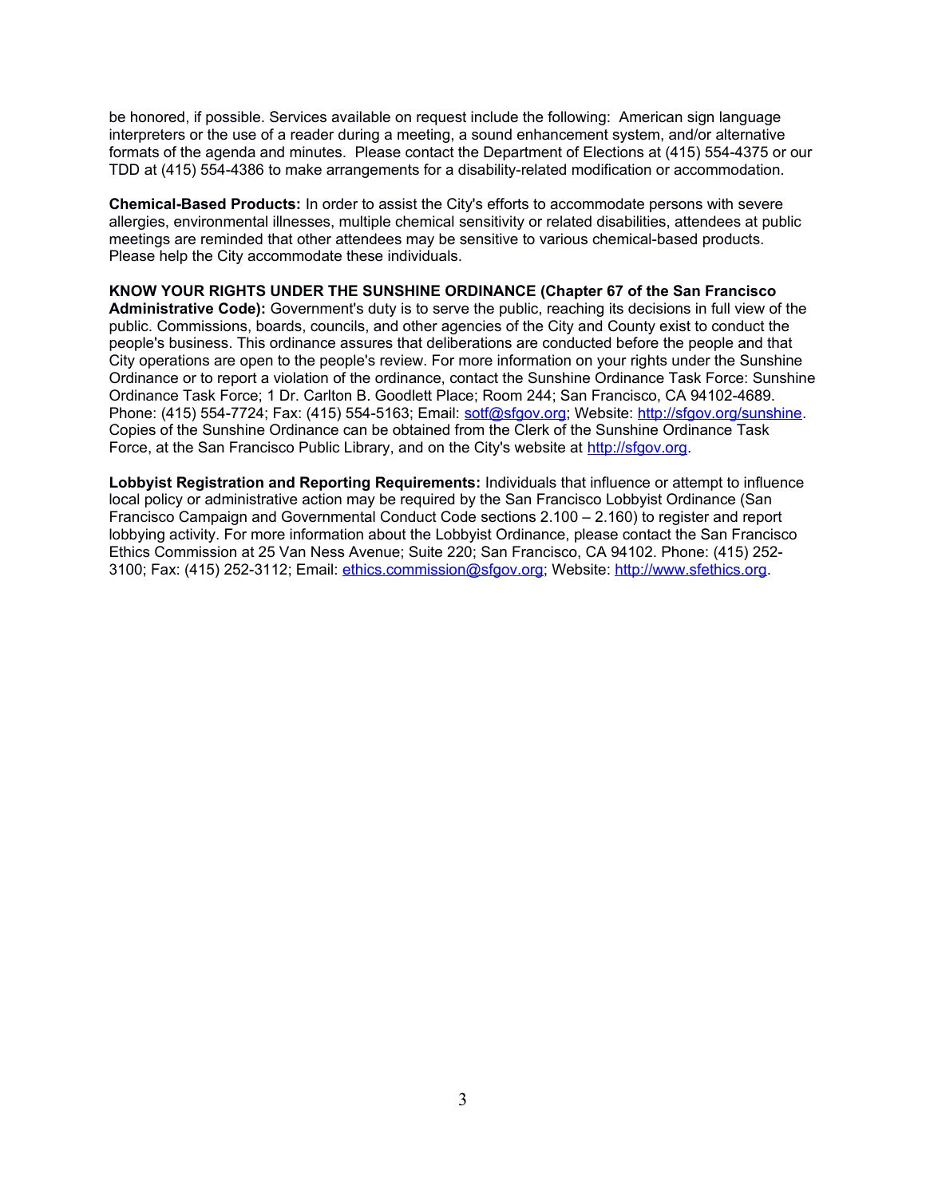be honored, if possible. Services available on request include the following: American sign language interpreters or the use of a reader during a meeting, a sound enhancement system, and/or alternative formats of the agenda and minutes. Please contact the Department of Elections at (415) 554-4375 or our TDD at (415) 554-4386 to make arrangements for a disability-related modification or accommodation.

**Chemical-Based Products:** In order to assist the City's efforts to accommodate persons with severe allergies, environmental illnesses, multiple chemical sensitivity or related disabilities, attendees at public meetings are reminded that other attendees may be sensitive to various chemical-based products. Please help the City accommodate these individuals.

**KNOW YOUR RIGHTS UNDER THE SUNSHINE ORDINANCE (Chapter 67 of the San Francisco Administrative Code):** Government's duty is to serve the public, reaching its decisions in full view of the public. Commissions, boards, councils, and other agencies of the City and County exist to conduct the people's business. This ordinance assures that deliberations are conducted before the people and that City operations are open to the people's review. For more information on your rights under the Sunshine Ordinance or to report a violation of the ordinance, contact the Sunshine Ordinance Task Force: Sunshine Ordinance Task Force; 1 Dr. Carlton B. Goodlett Place; Room 244; San Francisco, CA 94102-4689. Phone: (415) 554-7724; Fax: (415) 554-5163; Email: sotf@sfgov.org; Website: http://sfgov.org/sunshine. Copies of the Sunshine Ordinance can be obtained from the Clerk of the Sunshine Ordinance Task Force, at the San Francisco Public Library, and on the City's website at http://sfgov.org.

**Lobbyist Registration and Reporting Requirements:** Individuals that influence or attempt to influence local policy or administrative action may be required by the San Francisco Lobbyist Ordinance (San Francisco Campaign and Governmental Conduct Code sections 2.100 – 2.160) to register and report lobbying activity. For more information about the Lobbyist Ordinance, please contact the San Francisco Ethics Commission at 25 Van Ness Avenue; Suite 220; San Francisco, CA 94102. Phone: (415) 252-3100; Fax: (415) 252-3112; Email: ethics.commission@sfgov.org; Website: http://www.sfethics.org.